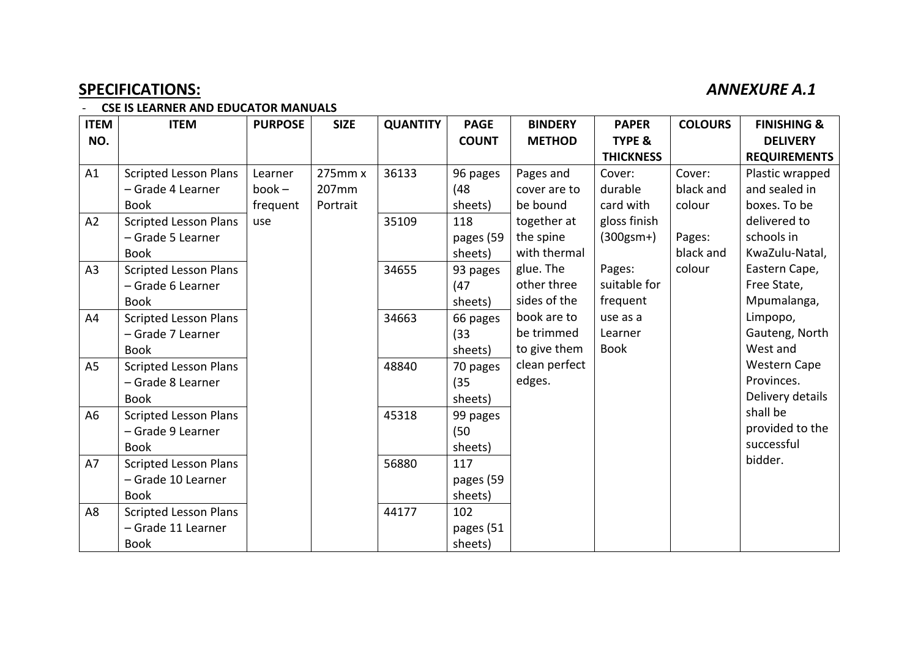## SPECIFICATIONS: *ANNEXURE A.1*

- **CSE IS LEARNER AND EDUCATOR MANUALS**

| ITEM NO. | ITEM | PURPOSE | SIZE | QUANTITY | PAGE COUNT | BINDERY METHOD | PAPER TYPE & THICKNESS | COLOURS | FINISHING & DELIVERY REQUIREMENTS |
|---|---|---|---|---|---|---|---|---|---|
| A1 | Scripted Lesson Plans – Grade 4 Learner Book | Learner book – frequent use | 275mm x 207mm Portrait | 36133 | 96 pages (48 sheets) | Pages and cover are to be bound together at the spine with thermal glue. The other three sides of the book are to be trimmed to give them clean perfect edges. | Cover: durable card with gloss finish (300gsm+) Pages: suitable for frequent use as a Learner Book | Cover: black and colour Pages: black and colour | Plastic wrapped and sealed in boxes. To be delivered to schools in KwaZulu-Natal, Eastern Cape, Free State, Mpumalanga, Limpopo, Gauteng, North West and Western Cape Provinces. Delivery details shall be provided to the successful bidder. |
| A2 | Scripted Lesson Plans – Grade 5 Learner Book | | | 35109 | 118 pages (59 sheets) | | | | |
| A3 | Scripted Lesson Plans – Grade 6 Learner Book | | | 34655 | 93 pages (47 sheets) | | | | |
| A4 | Scripted Lesson Plans – Grade 7 Learner Book | | | 34663 | 66 pages (33 sheets) | | | | |
| A5 | Scripted Lesson Plans – Grade 8 Learner Book | | | 48840 | 70 pages (35 sheets) | | | | |
| A6 | Scripted Lesson Plans – Grade 9 Learner Book | | | 45318 | 99 pages (50 sheets) | | | | |
| A7 | Scripted Lesson Plans – Grade 10 Learner Book | | | 56880 | 117 pages (59 sheets) | | | | |
| A8 | Scripted Lesson Plans – Grade 11 Learner Book | | | 44177 | 102 pages (51 sheets) | | | | |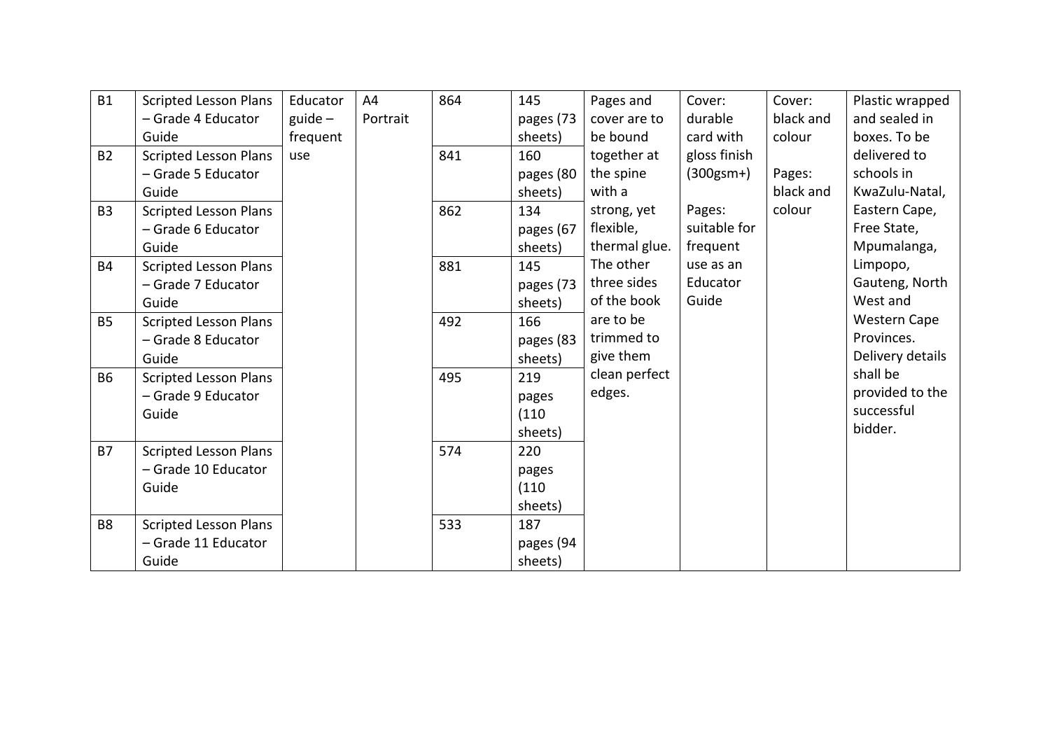| | | | | | | | | | |
|---|---|---|---|---|---|---|---|---|---|
| B1 | Scripted Lesson Plans – Grade 4 Educator Guide | Educator guide – frequent use | A4 Portrait | 864 | 145 pages (73 sheets) | Pages and cover are to be bound together at the spine with a strong, yet flexible, thermal glue. The other three sides of the book are to be trimmed to give them clean perfect edges. | Cover: durable card with gloss finish (300gsm+)<br><br>Pages: suitable for frequent use as an Educator Guide | Cover: black and colour<br><br>Pages: black and colour | Plastic wrapped and sealed in boxes. To be delivered to schools in KwaZulu-Natal, Eastern Cape, Free State, Mpumalanga, Limpopo, Gauteng, North West and Western Cape Provinces. Delivery details shall be provided to the successful bidder. |
| B2 | Scripted Lesson Plans – Grade 5 Educator Guide | | | 841 | 160 pages (80 sheets) | | | | |
| B3 | Scripted Lesson Plans – Grade 6 Educator Guide | | | 862 | 134 pages (67 sheets) | | | | |
| B4 | Scripted Lesson Plans – Grade 7 Educator Guide | | | 881 | 145 pages (73 sheets) | | | | |
| B5 | Scripted Lesson Plans – Grade 8 Educator Guide | | | 492 | 166 pages (83 sheets) | | | | |
| B6 | Scripted Lesson Plans – Grade 9 Educator Guide | | | 495 | 219 pages (110 sheets) | | | | |
| B7 | Scripted Lesson Plans – Grade 10 Educator Guide | | | 574 | 220 pages (110 sheets) | | | | |
| B8 | Scripted Lesson Plans – Grade 11 Educator Guide | | | 533 | 187 pages (94 sheets) | | | | |